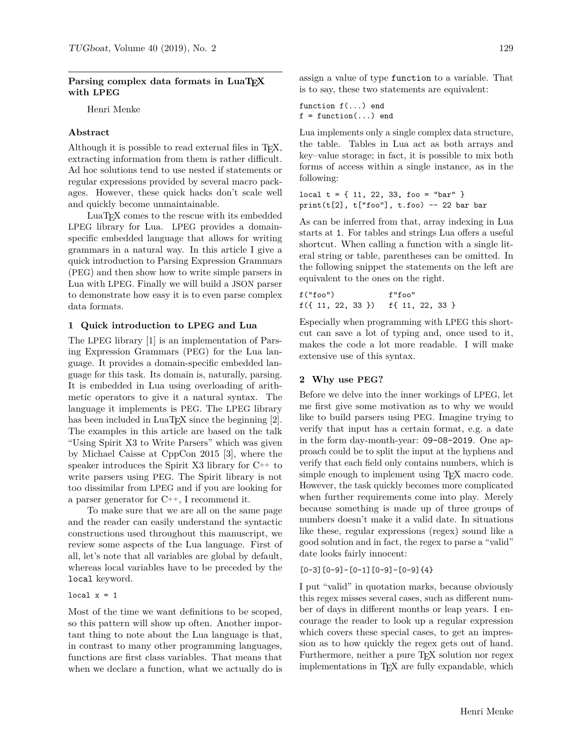## Parsing complex data formats in LuaTEX with LPEG

Henri Menke

### Abstract

Although it is possible to read external files in TEX, extracting information from them is rather difficult. Ad hoc solutions tend to use nested if statements or regular expressions provided by several macro packages. However, these quick hacks don't scale well and quickly become unmaintainable.

LuaTEX comes to the rescue with its embedded LPEG library for Lua. LPEG provides a domain-specific embedded language that allows for writing grammars in a natural way. In this article I give a quick introduction to Parsing Expression Grammars (PEG) and then show how to write simple parsers in Lua with LPEG. Finally we will build a JSON parser to demonstrate how easy it is to even parse complex data formats.

### 1 Quick introduction to LPEG and Lua

The LPEG library [1] is an implementation of Parsing Expression Grammars (PEG) for the Lua language. It provides a domain-specific embedded language for this task. Its domain is, naturally, parsing. It is embedded in Lua using overloading of arithmetic operators to give it a natural syntax. The language it implements is PEG. The LPEG library has been included in LuaTEX since the beginning [2]. The examples in this article are based on the talk "Using Spirit X3 to Write Parsers" which was given by Michael Caisse at CppCon 2015 [3], where the speaker introduces the Spirit X3 library for C++ to write parsers using PEG. The Spirit library is not too dissimilar from LPEG and if you are looking for a parser generator for C++, I recommend it.

To make sure that we are all on the same page and the reader can easily understand the syntactic constructions used throughout this manuscript, we review some aspects of the Lua language. First of all, let's note that all variables are global by default, whereas local variables have to be preceded by the `local` keyword.

```
local x = 1
```

Most of the time we want definitions to be scoped, so this pattern will show up often. Another important thing to note about the Lua language is that, in contrast to many other programming languages, functions are first class variables. That means that when we declare a function, what we actually do is assign a value of type `function` to a variable. That is to say, these two statements are equivalent:

```
function f(...) end
f = function(...) end
```

Lua implements only a single complex data structure, the table. Tables in Lua act as both arrays and key–value storage; in fact, it is possible to mix both forms of access within a single instance, as in the following:

```
local t = { 11, 22, 33, foo = "bar" }
print(t[2], t["foo"], t.foo) -- 22 bar bar
```

As can be inferred from that, array indexing in Lua starts at 1. For tables and strings Lua offers a useful shortcut. When calling a function with a single literal string or table, parentheses can be omitted. In the following snippet the statements on the left are equivalent to the ones on the right.

```
f("foo")            f"foo"
f({ 11, 22, 33 })   f{ 11, 22, 33 }
```

Especially when programming with LPEG this shortcut can save a lot of typing and, once used to it, makes the code a lot more readable. I will make extensive use of this syntax.

### 2 Why use PEG?

Before we delve into the inner workings of LPEG, let me first give some motivation as to why we would like to build parsers using PEG. Imagine trying to verify that input has a certain format, e.g. a date in the form day-month-year: `09-08-2019`. One approach could be to split the input at the hyphens and verify that each field only contains numbers, which is simple enough to implement using TEX macro code. However, the task quickly becomes more complicated when further requirements come into play. Merely because something is made up of three groups of numbers doesn't make it a valid date. In situations like these, regular expressions (regex) sound like a good solution and in fact, the regex to parse a "valid" date looks fairly innocent:

```
[0-3][0-9]-[0-1][0-9]-[0-9]{4}
```

I put "valid" in quotation marks, because obviously this regex misses several cases, such as different number of days in different months or leap years. I encourage the reader to look up a regular expression which covers these special cases, to get an impression as to how quickly the regex gets out of hand. Furthermore, neither a pure TEX solution nor regex implementations in TEX are fully expandable, which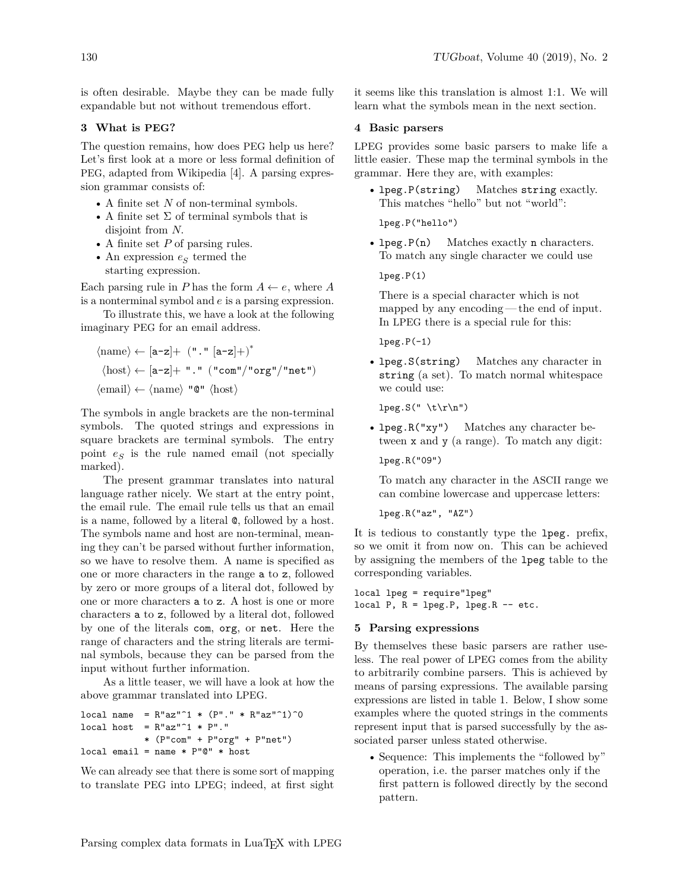is often desirable. Maybe they can be made fully expandable but not without tremendous effort.

## 3 What is PEG?

The question remains, how does PEG help us here? Let's first look at a more or less formal definition of PEG, adapted from Wikipedia [4]. A parsing expression grammar consists of:

- A finite set $N$ of non-terminal symbols.
- A finite set $\Sigma$ of terminal symbols that is disjoint from $N$.
- A finite set $P$ of parsing rules.
- An expression $e_S$ termed the starting expression.

Each parsing rule in $P$ has the form $A \leftarrow e$, where $A$ is a nonterminal symbol and $e$ is a parsing expression.

To illustrate this, we have a look at the following imaginary PEG for an email address.

```
⟨name⟩ ← [a-z]+ ("." [a-z]+)*
⟨host⟩ ← [a-z]+ "." ("com"/"org"/"net")
⟨email⟩ ← ⟨name⟩ "@" ⟨host⟩
```

The symbols in angle brackets are the non-terminal symbols. The quoted strings and expressions in square brackets are terminal symbols. The entry point $e_S$ is the rule named email (not specially marked).

The present grammar translates into natural language rather nicely. We start at the entry point, the email rule. The email rule tells us that an email is a name, followed by a literal `@`, followed by a host. The symbols name and host are non-terminal, meaning they can't be parsed without further information, so we have to resolve them. A name is specified as one or more characters in the range `a` to `z`, followed by zero or more groups of a literal dot, followed by one or more characters `a` to `z`. A host is one or more characters `a` to `z`, followed by a literal dot, followed by one of the literals `com`, `org`, or `net`. Here the range of characters and the string literals are terminal symbols, because they can be parsed from the input without further information.

As a little teaser, we will have a look at how the above grammar translated into LPEG.

```
local name  = R"az"^1 * (P"." * R"az"^1)^0
local host  = R"az"^1 * P"."
            * (P"com" + P"org" + P"net")
local email = name * P"@" * host
```

We can already see that there is some sort of mapping to translate PEG into LPEG; indeed, at first sight it seems like this translation is almost 1:1. We will learn what the symbols mean in the next section.

## 4 Basic parsers

LPEG provides some basic parsers to make life a little easier. These map the terminal symbols in the grammar. Here they are, with examples:

- `lpeg.P(string)` Matches `string` exactly. This matches "hello" but not "world":

  ```
  lpeg.P("hello")
  ```

- `lpeg.P(n)` Matches exactly `n` characters. To match any single character we could use

  ```
  lpeg.P(1)
  ```

  There is a special character which is not mapped by any encoding — the end of input. In LPEG there is a special rule for this:

  ```
  lpeg.P(-1)
  ```

- `lpeg.S(string)` Matches any character in `string` (a set). To match normal whitespace we could use:

  ```
  lpeg.S(" \t\r\n")
  ```

- `lpeg.R("xy")` Matches any character between `x` and `y` (a range). To match any digit:

  ```
  lpeg.R("09")
  ```

  To match any character in the ASCII range we can combine lowercase and uppercase letters:

  ```
  lpeg.R("az", "AZ")
  ```

It is tedious to constantly type the `lpeg.` prefix, so we omit it from now on. This can be achieved by assigning the members of the `lpeg` table to the corresponding variables.

```
local lpeg = require"lpeg"
local P, R = lpeg.P, lpeg.R -- etc.
```

## 5 Parsing expressions

By themselves these basic parsers are rather useless. The real power of LPEG comes from the ability to arbitrarily combine parsers. This is achieved by means of parsing expressions. The available parsing expressions are listed in table 1. Below, I show some examples where the quoted strings in the comments represent input that is parsed successfully by the associated parser unless stated otherwise.

- Sequence: This implements the "followed by" operation, i.e. the parser matches only if the first pattern is followed directly by the second pattern.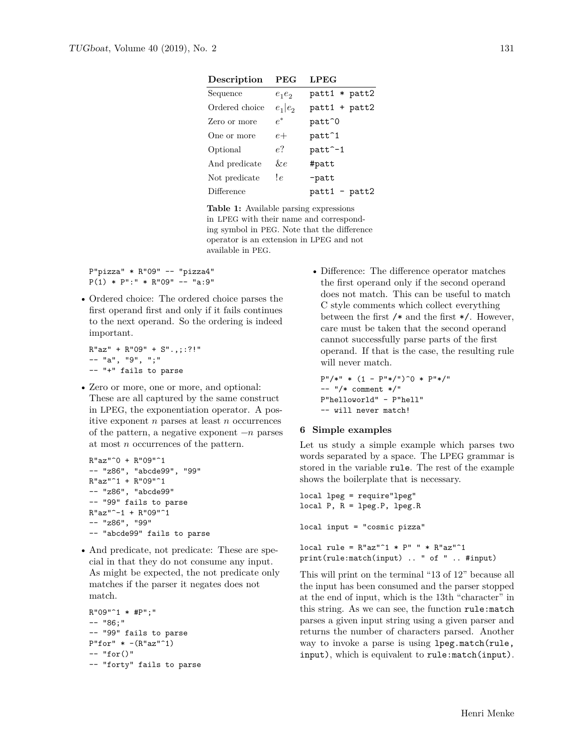| Description | PEG | LPEG |
|---|---|---|
| Sequence | $e_1 e_2$ | `patt1 * patt2` |
| Ordered choice | $e_1 \| e_2$ | `patt1 + patt2` |
| Zero or more | $e^*$ | `patt^0` |
| One or more | $e+$ | `patt^1` |
| Optional | $e?$ | `patt^-1` |
| And predicate | $\&e$ | `#patt` |
| Not predicate | $!e$ | `-patt` |
| Difference | | `patt1 - patt2` |

**Table 1:** Available parsing expressions in LPEG with their name and corresponding symbol in PEG. Note that the difference operator is an extension in LPEG and not available in PEG.

```
P"pizza" * R"09" -- "pizza4"
P(1) * P":" * R"09" -- "a:9"
```

- Ordered choice: The ordered choice parses the first operand first and only if it fails continues to the next operand. So the ordering is indeed important.

```
R"az" + R"09" + S".,;:?!"
-- "a", "9", ";"
-- "+" fails to parse
```

- Zero or more, one or more, and optional: These are all captured by the same construct in LPEG, the exponentiation operator. A positive exponent $n$ parses at least $n$ occurrences of the pattern, a negative exponent $-n$ parses at most $n$ occurrences of the pattern.

```
R"az"^0 + R"09"^1
-- "z86", "abcde99", "99"
R"az"^1 + R"09"^1
-- "z86", "abcde99"
-- "99" fails to parse
R"az"^-1 + R"09"^1
-- "z86", "99"
-- "abcde99" fails to parse
```

- And predicate, not predicate: These are special in that they do not consume any input. As might be expected, the not predicate only matches if the parser it negates does not match.

```
R"09"^1 * #P";"
-- "86;"
-- "99" fails to parse
P"for" * -(R"az"^1)
-- "for()"
-- "forty" fails to parse
```

- Difference: The difference operator matches the first operand only if the second operand does not match. This can be useful to match C style comments which collect everything between the first `/*` and the first `*/`. However, care must be taken that the second operand cannot successfully parse parts of the first operand. If that is the case, the resulting rule will never match.

```
P"/*" * (1 - P"*/")^0 * P"*/"
-- "/* comment */"
P"helloworld" - P"hell"
-- will never match!
```

## 6 Simple examples

Let us study a simple example which parses two words separated by a space. The LPEG grammar is stored in the variable `rule`. The rest of the example shows the boilerplate that is necessary.

```
local lpeg = require"lpeg"
local P, R = lpeg.P, lpeg.R

local input = "cosmic pizza"

local rule = R"az"^1 * P" " * R"az"^1
print(rule:match(input) .. " of " .. #input)
```

This will print on the terminal "13 of 12" because all the input has been consumed and the parser stopped at the end of input, which is the 13th "character" in this string. As we can see, the function `rule:match` parses a given input string using a given parser and returns the number of characters parsed. Another way to invoke a parse is using `lpeg.match(rule, input)`, which is equivalent to `rule:match(input)`.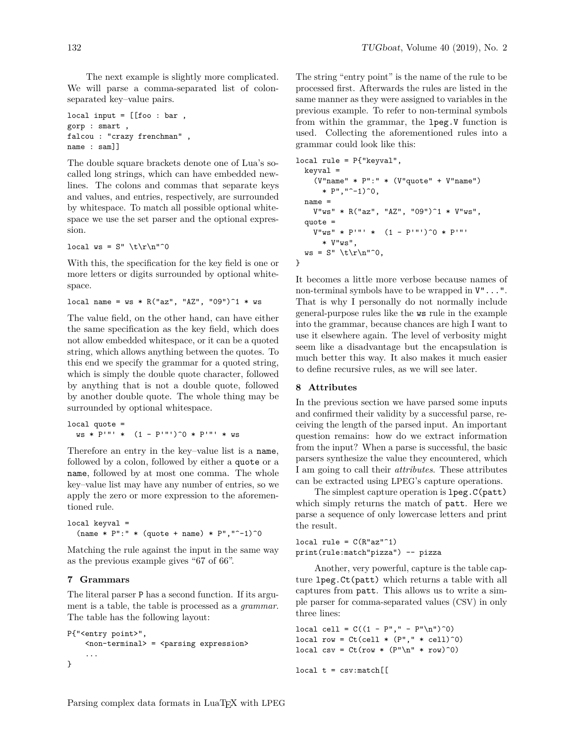The next example is slightly more complicated. We will parse a comma-separated list of colon-separated key–value pairs.

```
local input = [[foo : bar ,
gorp : smart ,
falcou : "crazy frenchman" ,
name : sam]]
```

The double square brackets denote one of Lua's so-called long strings, which can have embedded newlines. The colons and commas that separate keys and values, and entries, respectively, are surrounded by whitespace. To match all possible optional whitespace we use the set parser and the optional expression.

```
local ws = S" \t\r\n"^0
```

With this, the specification for the key field is one or more letters or digits surrounded by optional whitespace.

```
local name = ws * R("az", "AZ", "09")^1 * ws
```

The value field, on the other hand, can have either the same specification as the key field, which does not allow embedded whitespace, or it can be a quoted string, which allows anything between the quotes. To this end we specify the grammar for a quoted string, which is simply the double quote character, followed by anything that is not a double quote, followed by another double quote. The whole thing may be surrounded by optional whitespace.

```
local quote =
  ws * P'"' *  (1 - P'"')^0 * P'"' * ws
```

Therefore an entry in the key–value list is a `name`, followed by a colon, followed by either a `quote` or a `name`, followed by at most one comma. The whole key–value list may have any number of entries, so we apply the zero or more expression to the aforementioned rule.

```
local keyval =
  (name * P":" * (quote + name) * P","^-1)^0
```

Matching the rule against the input in the same way as the previous example gives "67 of 66".

## 7 Grammars

The literal parser `P` has a second function. If its argument is a table, the table is processed as a *grammar*. The table has the following layout:

```
P{"<entry point>",
    <non-terminal> = <parsing expression>
    ...
}
```

The string "entry point" is the name of the rule to be processed first. Afterwards the rules are listed in the same manner as they were assigned to variables in the previous example. To refer to non-terminal symbols from within the grammar, the `lpeg.V` function is used. Collecting the aforementioned rules into a grammar could look like this:

```
local rule = P{"keyval",
  keyval =
    (V"name" * P":" * (V"quote" + V"name")
      * P","^-1)^0,
  name =
    V"ws" * R("az", "AZ", "09")^1 * V"ws",
  quote =
    V"ws" * P'"' *  (1 - P'"')^0 * P'"'
      * V"ws",
  ws = S" \t\r\n"^0,
}
```

It becomes a little more verbose because names of non-terminal symbols have to be wrapped in `V"..."`. That is why I personally do not normally include general-purpose rules like the `ws` rule in the example into the grammar, because chances are high I want to use it elsewhere again. The level of verbosity might seem like a disadvantage but the encapsulation is much better this way. It also makes it much easier to define recursive rules, as we will see later.

## 8 Attributes

In the previous section we have parsed some inputs and confirmed their validity by a successful parse, receiving the length of the parsed input. An important question remains: how do we extract information from the input? When a parse is successful, the basic parsers synthesize the value they encountered, which I am going to call their *attributes*. These attributes can be extracted using LPEG's capture operations.

The simplest capture operation is `lpeg.C(patt)` which simply returns the match of `patt`. Here we parse a sequence of only lowercase letters and print the result.

```
local rule = C(R"az"^1)
print(rule:match"pizza") -- pizza
```

Another, very powerful, capture is the table capture `lpeg.Ct(patt)` which returns a table with all captures from `patt`. This allows us to write a simple parser for comma-separated values (CSV) in only three lines:

```
local cell = C((1 - P"," - P"\n")^0)
local row = Ct(cell * (P"," * cell)^0)
local csv = Ct(row * (P"\n" * row)^0)

local t = csv:match[[
```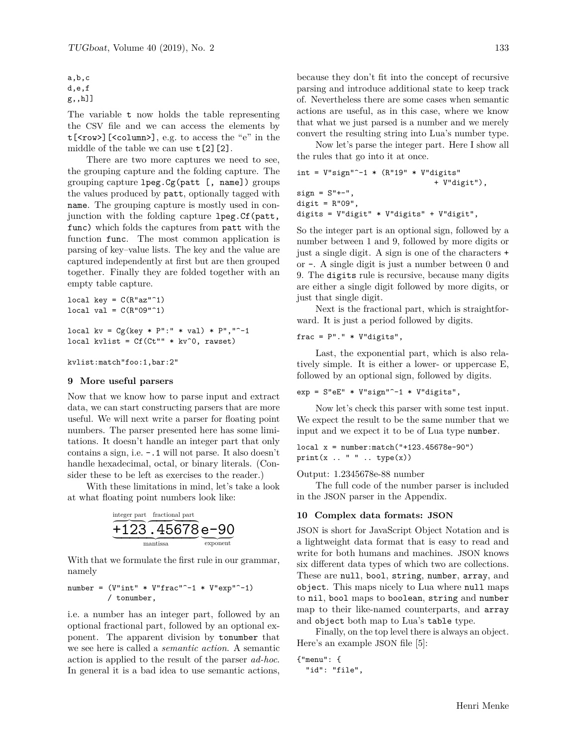```
a,b,c
d,e,f
g,,h]]
```

The variable `t` now holds the table representing the CSV file and we can access the elements by `t[<row>][<column>]`, e.g. to access the "e" in the middle of the table we can use `t[2][2]`.

There are two more captures we need to see, the grouping capture and the folding capture. The grouping capture `lpeg.Cg(patt [, name])` groups the values produced by `patt`, optionally tagged with `name`. The grouping capture is mostly used in conjunction with the folding capture `lpeg.Cf(patt, func)` which folds the captures from `patt` with the function `func`. The most common application is parsing of key–value lists. The key and the value are captured independently at first but are then grouped together. Finally they are folded together with an empty table capture.

```
local key = C(R"az"^1)
local val = C(R"09"^1)

local kv = Cg(key * P":" * val) * P","^-1
local kvlist = Cf(Ct"" * kv^0, rawset)

kvlist:match"foo:1,bar:2"
```

## 9 More useful parsers

Now that we know how to parse input and extract data, we can start constructing parsers that are more useful. We will next write a parser for floating point numbers. The parser presented here has some limitations. It doesn't handle an integer part that only contains a sign, i.e. `-.1` will not parse. It also doesn't handle hexadecimal, octal, or binary literals. (Consider these to be left as exercises to the reader.)

With these limitations in mind, let's take a look at what floating point numbers look like:

```
 integer part  fractional part
  +123        .45678          e-90
  \_____ mantissa _____/      \_ exponent _/
```

With that we formulate the first rule in our grammar, namely

```
number = (V"int" * V"frac"^-1 * V"exp"^-1)
       / tonumber,
```

i.e. a number has an integer part, followed by an optional fractional part, followed by an optional exponent. The apparent division by `tonumber` that we see here is called a *semantic action*. A semantic action is applied to the result of the parser *ad-hoc*. In general it is a bad idea to use semantic actions, because they don't fit into the concept of recursive parsing and introduce additional state to keep track of. Nevertheless there are some cases when semantic actions are useful, as in this case, where we know that what we just parsed is a number and we merely convert the resulting string into Lua's number type.

Now let's parse the integer part. Here I show all the rules that go into it at once.

```
int = V"sign"^-1 * (R"19" * V"digits"
                           + V"digit"),
sign = S"+-",
digit = R"09",
digits = V"digit" * V"digits" + V"digit",
```

So the integer part is an optional sign, followed by a number between 1 and 9, followed by more digits or just a single digit. A sign is one of the characters `+` or `-`. A single digit is just a number between 0 and 9. The `digits` rule is recursive, because many digits are either a single digit followed by more digits, or just that single digit.

Next is the fractional part, which is straightforward. It is just a period followed by digits.

```
frac = P"." * V"digits",
```

Last, the exponential part, which is also relatively simple. It is either a lower- or uppercase E, followed by an optional sign, followed by digits.

```
exp = S"eE" * V"sign"^-1 * V"digits",
```

Now let's check this parser with some test input. We expect the result to be the same number that we input and we expect it to be of Lua type `number`.

```
local x = number:match("+123.45678e-90")
print(x .. " " .. type(x))
```

Output: 1.2345678e-88 number

The full code of the number parser is included in the JSON parser in the Appendix.

## 10 Complex data formats: JSON

JSON is short for JavaScript Object Notation and is a lightweight data format that is easy to read and write for both humans and machines. JSON knows six different data types of which two are collections. These are `null`, `bool`, `string`, `number`, `array`, and `object`. This maps nicely to Lua where `null` maps to `nil`, `bool` maps to `boolean`, `string` and `number` map to their like-named counterparts, and `array` and `object` both map to Lua's `table` type.

Finally, on the top level there is always an object. Here's an example JSON file [5]:

```
{"menu": {
  "id": "file",
```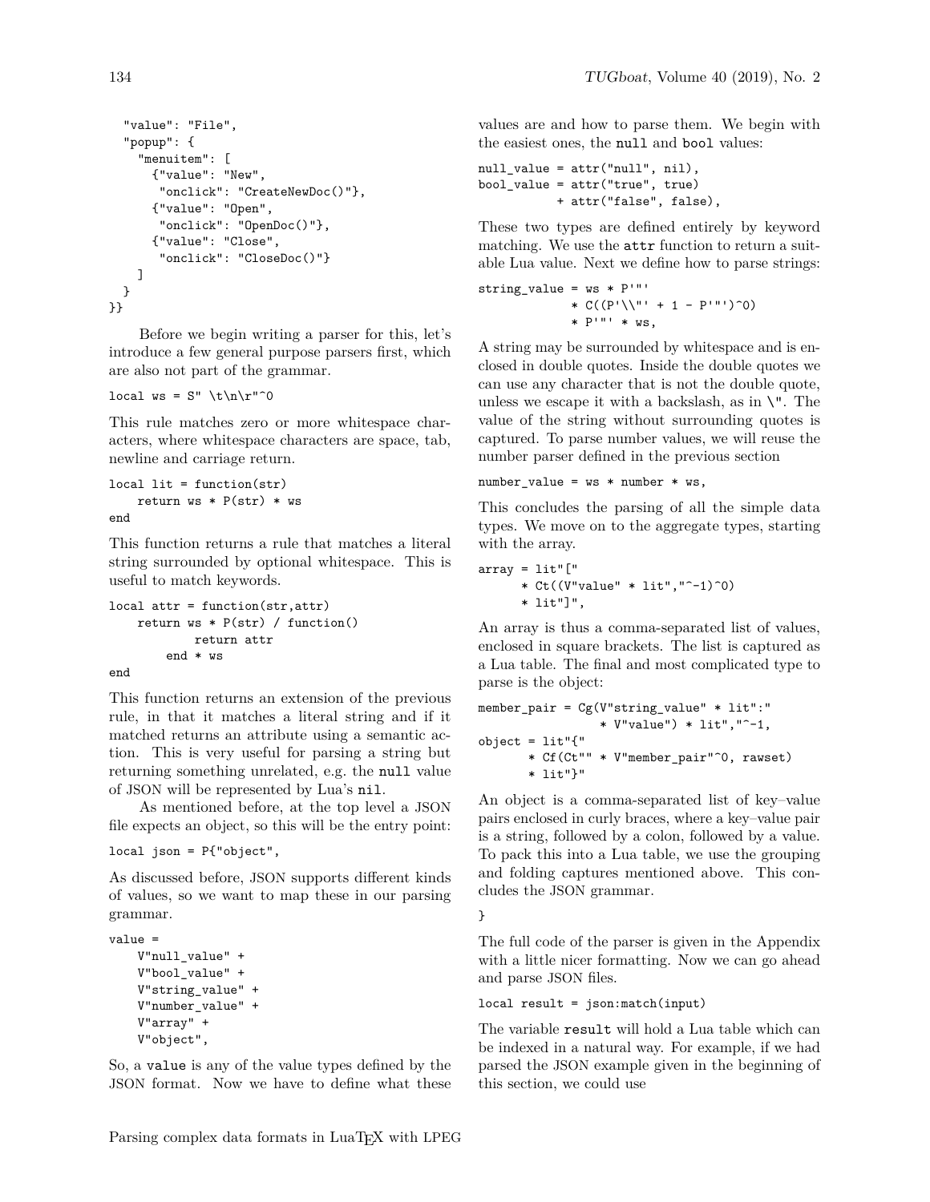```
  "value": "File",
  "popup": {
    "menuitem": [
      {"value": "New",
       "onclick": "CreateNewDoc()"},
      {"value": "Open",
       "onclick": "OpenDoc()"},
      {"value": "Close",
       "onclick": "CloseDoc()"}
    ]
  }
}}
```

Before we begin writing a parser for this, let's introduce a few general purpose parsers first, which are also not part of the grammar.

```
local ws = S" \t\n\r"^0
```

This rule matches zero or more whitespace characters, where whitespace characters are space, tab, newline and carriage return.

```
local lit = function(str)
    return ws * P(str) * ws
end
```

This function returns a rule that matches a literal string surrounded by optional whitespace. This is useful to match keywords.

```
local attr = function(str,attr)
    return ws * P(str) / function()
            return attr
        end * ws
end
```

This function returns an extension of the previous rule, in that it matches a literal string and if it matched returns an attribute using a semantic action. This is very useful for parsing a string but returning something unrelated, e.g. the `null` value of JSON will be represented by Lua's `nil`.

As mentioned before, at the top level a JSON file expects an object, so this will be the entry point:

```
local json = P{"object",
```

As discussed before, JSON supports different kinds of values, so we want to map these in our parsing grammar.

```
value =
    V"null_value" +
    V"bool_value" +
    V"string_value" +
    V"number_value" +
    V"array" +
    V"object",
```

So, a `value` is any of the value types defined by the JSON format. Now we have to define what these values are and how to parse them. We begin with the easiest ones, the `null` and `bool` values:

```
null_value = attr("null", nil),
bool_value = attr("true", true)
           + attr("false", false),
```

These two types are defined entirely by keyword matching. We use the `attr` function to return a suitable Lua value. Next we define how to parse strings:

```
string_value = ws * P'"'
             * C((P'\\"' + 1 - P'"')^0)
             * P'"' * ws,
```

A string may be surrounded by whitespace and is enclosed in double quotes. Inside the double quotes we can use any character that is not the double quote, unless we escape it with a backslash, as in `\"`. The value of the string without surrounding quotes is captured. To parse number values, we will reuse the number parser defined in the previous section

```
number_value = ws * number * ws,
```

This concludes the parsing of all the simple data types. We move on to the aggregate types, starting with the array.

```
array = lit"["
      * Ct((V"value" * lit","^-1)^0)
      * lit"]",
```

An array is thus a comma-separated list of values, enclosed in square brackets. The list is captured as a Lua table. The final and most complicated type to parse is the object:

```
member_pair = Cg(V"string_value" * lit":"
                 * V"value") * lit","^-1,
object = lit"{"
       * Cf(Ct"" * V"member_pair"^0, rawset)
       * lit"}"
```

An object is a comma-separated list of key–value pairs enclosed in curly braces, where a key–value pair is a string, followed by a colon, followed by a value. To pack this into a Lua table, we use the grouping and folding captures mentioned above. This concludes the JSON grammar.

```
}
```

The full code of the parser is given in the Appendix with a little nicer formatting. Now we can go ahead and parse JSON files.

```
local result = json:match(input)
```

The variable `result` will hold a Lua table which can be indexed in a natural way. For example, if we had parsed the JSON example given in the beginning of this section, we could use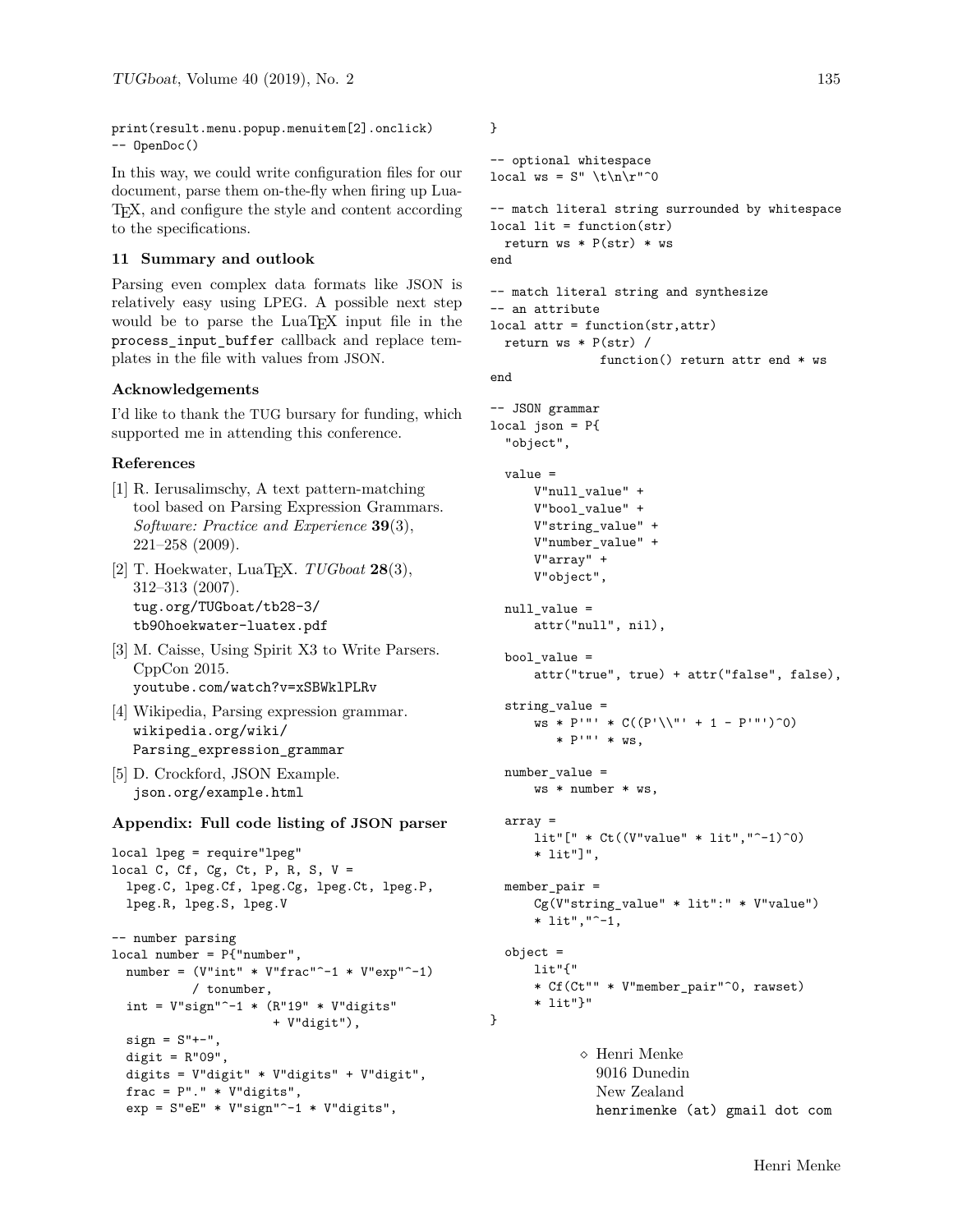```
print(result.menu.popup.menuitem[2].onclick)
-- OpenDoc()
```

In this way, we could write configuration files for our document, parse them on-the-fly when firing up LuaTEX, and configure the style and content according to the specifications.

## 11 Summary and outlook

Parsing even complex data formats like JSON is relatively easy using LPEG. A possible next step would be to parse the LuaTEX input file in the `process_input_buffer` callback and replace templates in the file with values from JSON.

### Acknowledgements

I'd like to thank the TUG bursary for funding, which supported me in attending this conference.

### References

[1] R. Ierusalimschy, A text pattern-matching tool based on Parsing Expression Grammars. *Software: Practice and Experience* **39**(3), 221–258 (2009).

[2] T. Hoekwater, LuaTEX. *TUGboat* **28**(3), 312–313 (2007). `tug.org/TUGboat/tb28-3/tb90hoekwater-luatex.pdf`

[3] M. Caisse, Using Spirit X3 to Write Parsers. CppCon 2015. `youtube.com/watch?v=xSBWklPLRv`

[4] Wikipedia, Parsing expression grammar. `wikipedia.org/wiki/Parsing_expression_grammar`

[5] D. Crockford, JSON Example. `json.org/example.html`

### Appendix: Full code listing of JSON parser

```
local lpeg = require"lpeg"
local C, Cf, Cg, Ct, P, R, S, V =
  lpeg.C, lpeg.Cf, lpeg.Cg, lpeg.Ct, lpeg.P,
  lpeg.R, lpeg.S, lpeg.V

-- number parsing
local number = P{"number",
  number = (V"int" * V"frac"^-1 * V"exp"^-1)
         / tonumber,
  int = V"sign"^-1 * (R"19" * V"digits"
                    + V"digit"),
  sign = S"+-",
  digit = R"09",
  digits = V"digit" * V"digits" + V"digit",
  frac = P"." * V"digits",
  exp = S"eE" * V"sign"^-1 * V"digits",
}

-- optional whitespace
local ws = S" \t\n\r"^0

-- match literal string surrounded by whitespace
local lit = function(str)
  return ws * P(str) * ws
end

-- match literal string and synthesize
-- an attribute
local attr = function(str,attr)
  return ws * P(str) /
             function() return attr end * ws
end

-- JSON grammar
local json = P{
  "object",

  value =
      V"null_value" +
      V"bool_value" +
      V"string_value" +
      V"number_value" +
      V"array" +
      V"object",

  null_value =
      attr("null", nil),

  bool_value =
      attr("true", true) + attr("false", false),

  string_value =
      ws * P'"' * C((P'\\"' + 1 - P'"')^0)
         * P'"' * ws,

  number_value =
      ws * number * ws,

  array =
      lit"[" * Ct((V"value" * lit","^-1)^0)
      * lit"]",

  member_pair =
      Cg(V"string_value" * lit":" * V"value")
      * lit","^-1,

  object =
      lit"{"
      * Cf(Ct"" * V"member_pair"^0, rawset)
      * lit"}"
}
```

◇ Henri Menke
9016 Dunedin
New Zealand
`henrimenke (at) gmail dot com`